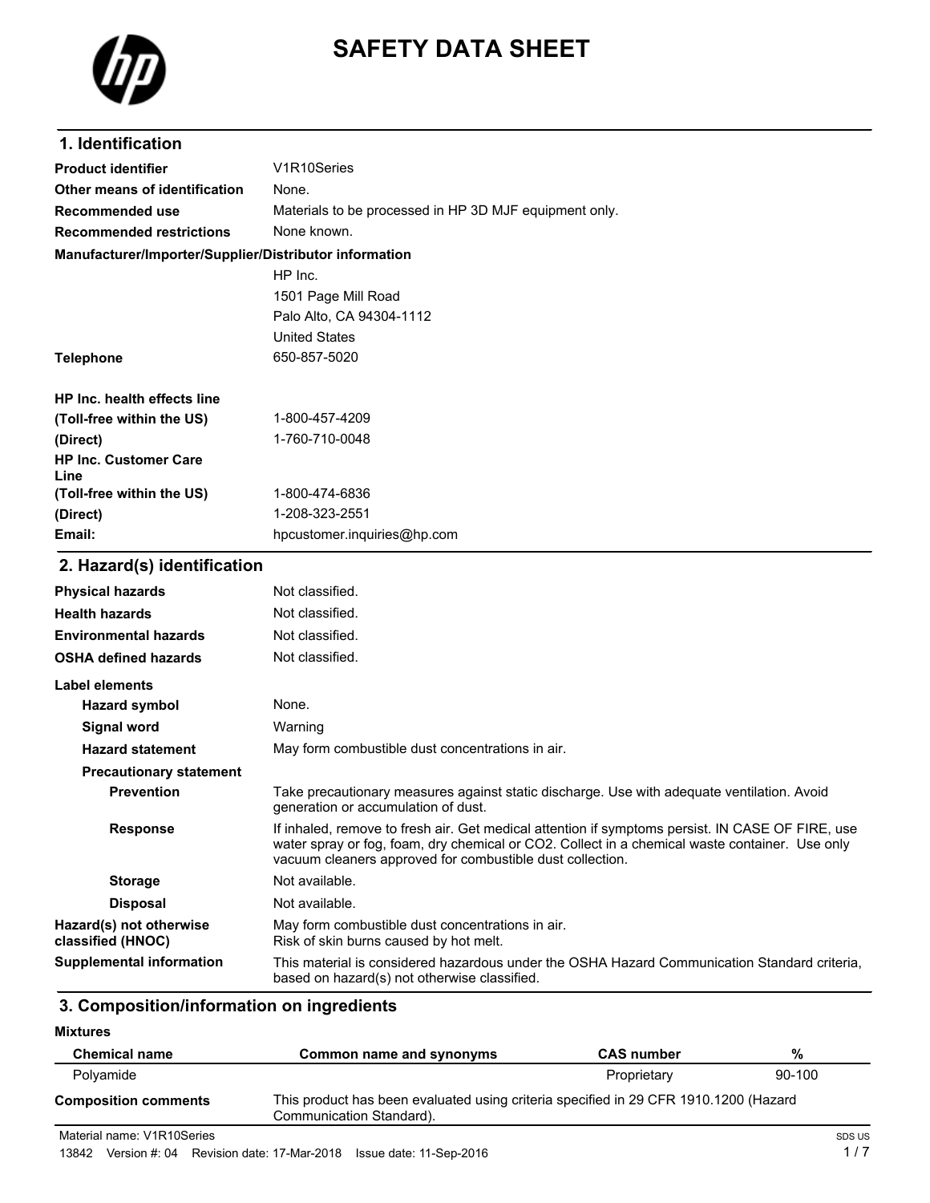# SAFETY DATA SHEET

## 1. Identification

| | |
|---|---|
| **Product identifier** | V1R10Series |
| **Other means of identification** | None. |
| **Recommended use** | Materials to be processed in HP 3D MJF equipment only. |
| **Recommended restrictions** | None known. |

**Manufacturer/Importer/Supplier/Distributor information**

HP Inc.
1501 Page Mill Road
Palo Alto, CA 94304-1112
United States

| | |
|---|---|
| **Telephone** | 650-857-5020 |
| **HP Inc. health effects line** | |
| **(Toll-free within the US)** | 1-800-457-4209 |
| **(Direct)** | 1-760-710-0048 |
| **HP Inc. Customer Care Line** | |
| **(Toll-free within the US)** | 1-800-474-6836 |
| **(Direct)** | 1-208-323-2551 |
| **Email:** | hpcustomer.inquiries@hp.com |

## 2. Hazard(s) identification

| | |
|---|---|
| **Physical hazards** | Not classified. |
| **Health hazards** | Not classified. |
| **Environmental hazards** | Not classified. |
| **OSHA defined hazards** | Not classified. |

**Label elements**

| | |
|---|---|
| **Hazard symbol** | None. |
| **Signal word** | Warning |
| **Hazard statement** | May form combustible dust concentrations in air. |

**Precautionary statement**

| | |
|---|---|
| **Prevention** | Take precautionary measures against static discharge. Use with adequate ventilation. Avoid generation or accumulation of dust. |
| **Response** | If inhaled, remove to fresh air. Get medical attention if symptoms persist. IN CASE OF FIRE, use water spray or fog, foam, dry chemical or $CO_2$. Collect in a chemical waste container. Use only vacuum cleaners approved for combustible dust collection. |
| **Storage** | Not available. |
| **Disposal** | Not available. |
| **Hazard(s) not otherwise classified (HNOC)** | May form combustible dust concentrations in air.<br>Risk of skin burns caused by hot melt. |
| **Supplemental information** | This material is considered hazardous under the OSHA Hazard Communication Standard criteria, based on hazard(s) not otherwise classified. |

## 3. Composition/information on ingredients

**Mixtures**

| Chemical name | Common name and synonyms | CAS number | % |
|---|---|---|---|
| Polyamide | | Proprietary | 90-100 |

**Composition comments** This product has been evaluated using criteria specified in 29 CFR 1910.1200 (Hazard Communication Standard).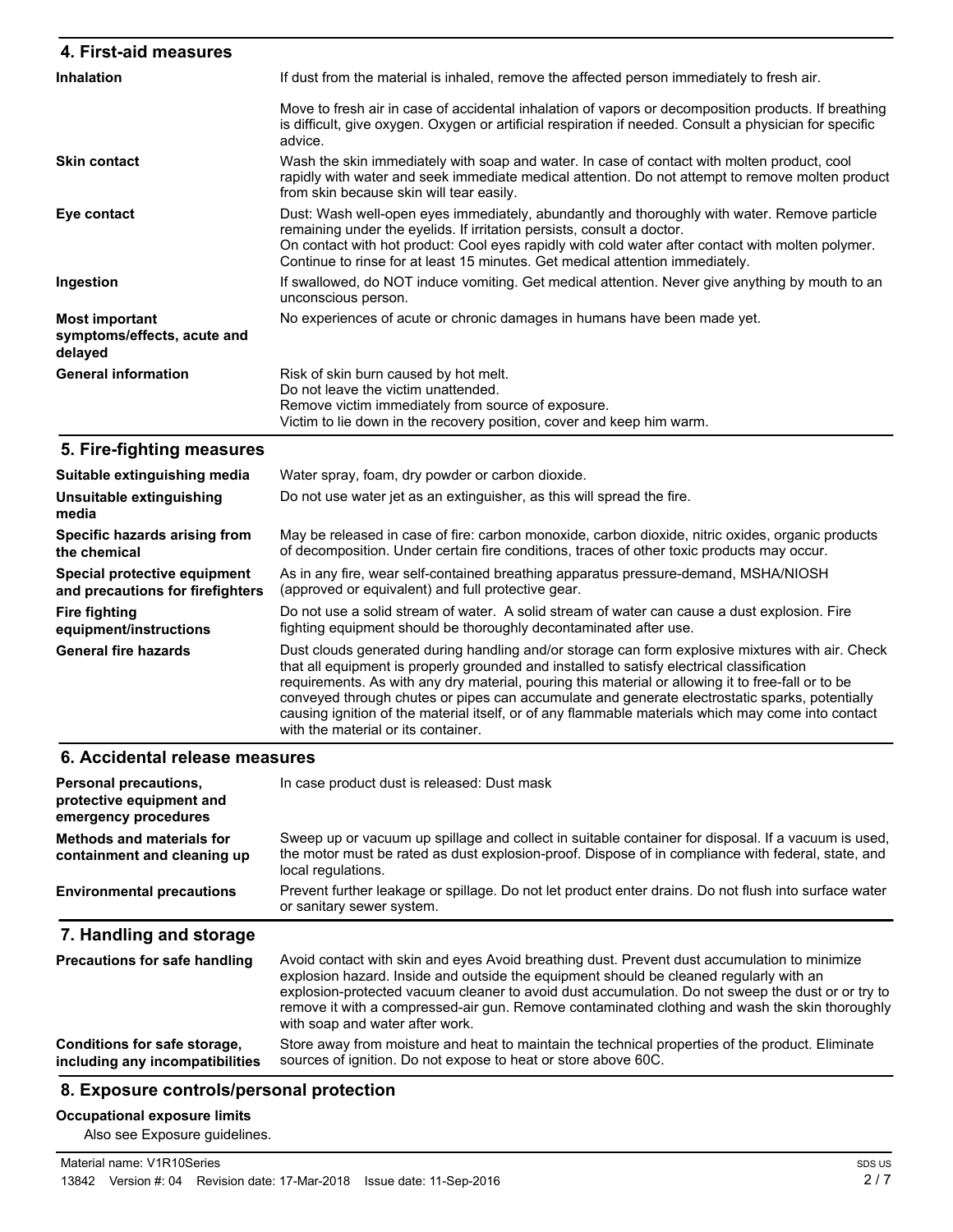## 4. First-aid measures

| | |
|---|---|
| **Inhalation** | If dust from the material is inhaled, remove the affected person immediately to fresh air.<br><br>Move to fresh air in case of accidental inhalation of vapors or decomposition products. If breathing is difficult, give oxygen. Oxygen or artificial respiration if needed. Consult a physician for specific advice. |
| **Skin contact** | Wash the skin immediately with soap and water. In case of contact with molten product, cool rapidly with water and seek immediate medical attention. Do not attempt to remove molten product from skin because skin will tear easily. |
| **Eye contact** | Dust: Wash well-open eyes immediately, abundantly and thoroughly with water. Remove particle remaining under the eyelids. If irritation persists, consult a doctor.<br>On contact with hot product: Cool eyes rapidly with cold water after contact with molten polymer. Continue to rinse for at least 15 minutes. Get medical attention immediately. |
| **Ingestion** | If swallowed, do NOT induce vomiting. Get medical attention. Never give anything by mouth to an unconscious person. |
| **Most important symptoms/effects, acute and delayed** | No experiences of acute or chronic damages in humans have been made yet. |
| **General information** | Risk of skin burn caused by hot melt.<br>Do not leave the victim unattended.<br>Remove victim immediately from source of exposure.<br>Victim to lie down in the recovery position, cover and keep him warm. |

## 5. Fire-fighting measures

| | |
|---|---|
| **Suitable extinguishing media** | Water spray, foam, dry powder or carbon dioxide. |
| **Unsuitable extinguishing media** | Do not use water jet as an extinguisher, as this will spread the fire. |
| **Specific hazards arising from the chemical** | May be released in case of fire: carbon monoxide, carbon dioxide, nitric oxides, organic products of decomposition. Under certain fire conditions, traces of other toxic products may occur. |
| **Special protective equipment and precautions for firefighters** | As in any fire, wear self-contained breathing apparatus pressure-demand, MSHA/NIOSH (approved or equivalent) and full protective gear. |
| **Fire fighting equipment/instructions** | Do not use a solid stream of water. A solid stream of water can cause a dust explosion. Fire fighting equipment should be thoroughly decontaminated after use. |
| **General fire hazards** | Dust clouds generated during handling and/or storage can form explosive mixtures with air. Check that all equipment is properly grounded and installed to satisfy electrical classification requirements. As with any dry material, pouring this material or allowing it to free-fall or to be conveyed through chutes or pipes can accumulate and generate electrostatic sparks, potentially causing ignition of the material itself, or of any flammable materials which may come into contact with the material or its container. |

## 6. Accidental release measures

| | |
|---|---|
| **Personal precautions, protective equipment and emergency procedures** | In case product dust is released: Dust mask |
| **Methods and materials for containment and cleaning up** | Sweep up or vacuum up spillage and collect in suitable container for disposal. If a vacuum is used, the motor must be rated as dust explosion-proof. Dispose of in compliance with federal, state, and local regulations. |
| **Environmental precautions** | Prevent further leakage or spillage. Do not let product enter drains. Do not flush into surface water or sanitary sewer system. |

## 7. Handling and storage

| | |
|---|---|
| **Precautions for safe handling** | Avoid contact with skin and eyes Avoid breathing dust. Prevent dust accumulation to minimize explosion hazard. Inside and outside the equipment should be cleaned regularly with an explosion-protected vacuum cleaner to avoid dust accumulation. Do not sweep the dust or or try to remove it with a compressed-air gun. Remove contaminated clothing and wash the skin thoroughly with soap and water after work. |
| **Conditions for safe storage, including any incompatibilities** | Store away from moisture and heat to maintain the technical properties of the product. Eliminate sources of ignition. Do not expose to heat or store above 60C. |

## 8. Exposure controls/personal protection

**Occupational exposure limits**

Also see Exposure guidelines.

Material name: V1R10Series

13842 Version #: 04 Revision date: 17-Mar-2018 Issue date: 11-Sep-2016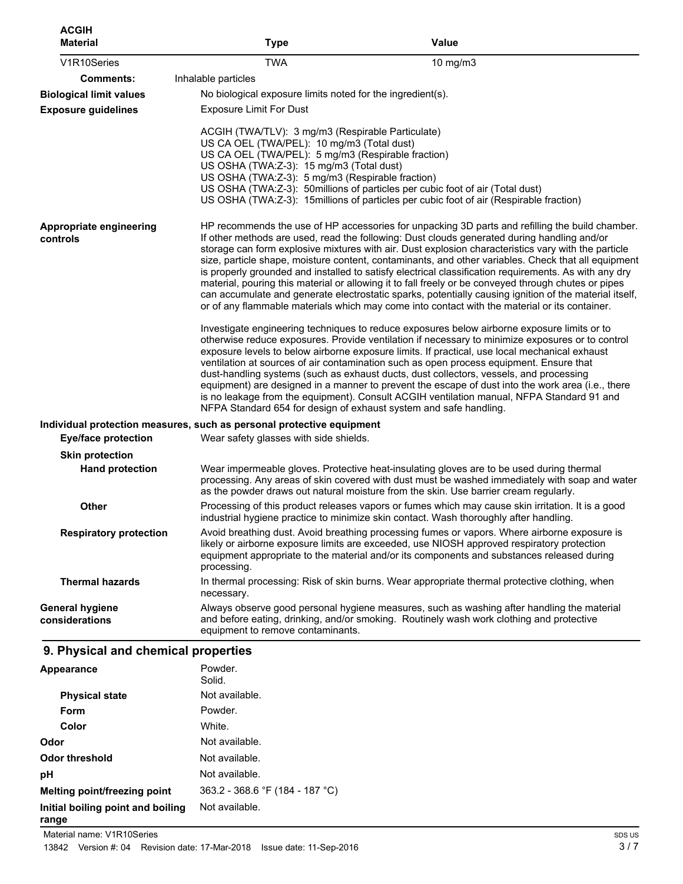**ACGIH**

| Material | Type | Value |
|---|---|---|
| V1R10Series | TWA | 10 mg/m3 |
| **Comments:** | Inhalable particles | |

**Biological limit values** No biological exposure limits noted for the ingredient(s).

**Exposure guidelines** Exposure Limit For Dust

ACGIH (TWA/TLV): 3 mg/m3 (Respirable Particulate)
US CA OEL (TWA/PEL): 10 mg/m3 (Total dust)
US CA OEL (TWA/PEL): 5 mg/m3 (Respirable fraction)
US OSHA (TWA:Z-3): 15 mg/m3 (Total dust)
US OSHA (TWA:Z-3): 5 mg/m3 (Respirable fraction)
US OSHA (TWA:Z-3): 50millions of particles per cubic foot of air (Total dust)
US OSHA (TWA:Z-3): 15millions of particles per cubic foot of air (Respirable fraction)

**Appropriate engineering controls** HP recommends the use of HP accessories for unpacking 3D parts and refilling the build chamber. If other methods are used, read the following: Dust clouds generated during handling and/or storage can form explosive mixtures with air. Dust explosion characteristics vary with the particle size, particle shape, moisture content, contaminants, and other variables. Check that all equipment is properly grounded and installed to satisfy electrical classification requirements. As with any dry material, pouring this material or allowing it to fall freely or be conveyed through chutes or pipes can accumulate and generate electrostatic sparks, potentially causing ignition of the material itself, or of any flammable materials which may come into contact with the material or its container.

Investigate engineering techniques to reduce exposures below airborne exposure limits or to otherwise reduce exposures. Provide ventilation if necessary to minimize exposures or to control exposure levels to below airborne exposure limits. If practical, use local mechanical exhaust ventilation at sources of air contamination such as open process equipment. Ensure that dust-handling systems (such as exhaust ducts, dust collectors, vessels, and processing equipment) are designed in a manner to prevent the escape of dust into the work area (i.e., there is no leakage from the equipment). Consult ACGIH ventilation manual, NFPA Standard 91 and NFPA Standard 654 for design of exhaust system and safe handling.

**Individual protection measures, such as personal protective equipment**

**Eye/face protection** Wear safety glasses with side shields.

**Skin protection**

**Hand protection** Wear impermeable gloves. Protective heat-insulating gloves are to be used during thermal processing. Any areas of skin covered with dust must be washed immediately with soap and water as the powder draws out natural moisture from the skin. Use barrier cream regularly.

**Other** Processing of this product releases vapors or fumes which may cause skin irritation. It is a good industrial hygiene practice to minimize skin contact. Wash thoroughly after handling.

**Respiratory protection** Avoid breathing dust. Avoid breathing processing fumes or vapors. Where airborne exposure is likely or airborne exposure limits are exceeded, use NIOSH approved respiratory protection equipment appropriate to the material and/or its components and substances released during processing.

**Thermal hazards** In thermal processing: Risk of skin burns. Wear appropriate thermal protective clothing, when necessary.

**General hygiene considerations** Always observe good personal hygiene measures, such as washing after handling the material and before eating, drinking, and/or smoking. Routinely wash work clothing and protective equipment to remove contaminants.

## 9. Physical and chemical properties

**Appearance** Powder.
Solid.

**Physical state** Not available.

**Form** Powder.

**Color** White.

**Odor** Not available.

**Odor threshold** Not available.

**pH** Not available.

**Melting point/freezing point** 363.2 - 368.6 °F (184 - 187 °C)

**Initial boiling point and boiling range** Not available.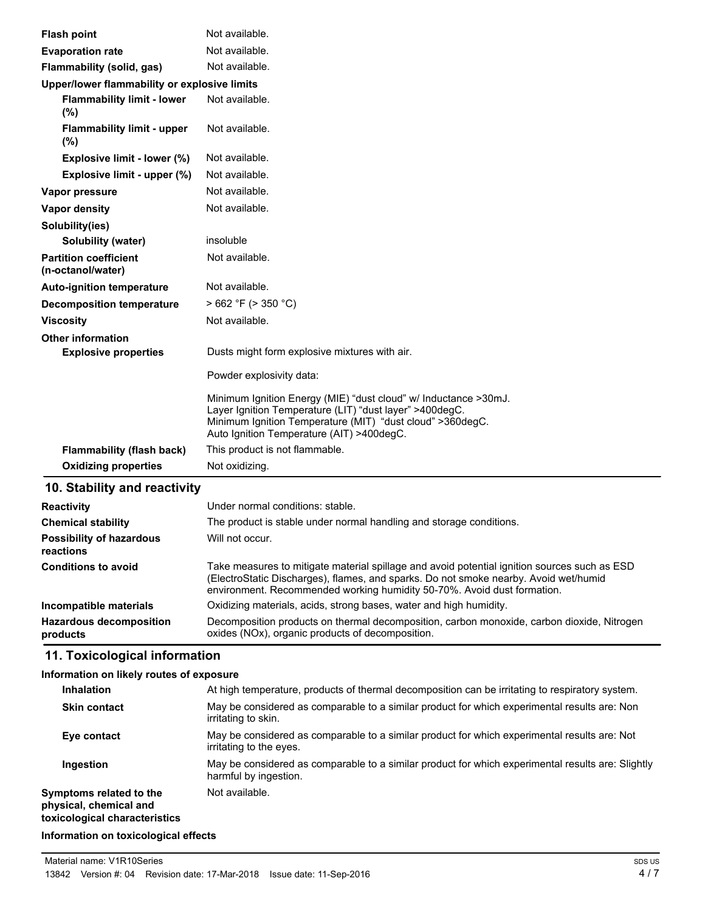| | |
|---|---|
| **Flash point** | Not available. |
| **Evaporation rate** | Not available. |
| **Flammability (solid, gas)** | Not available. |
| **Upper/lower flammability or explosive limits** | |
| **Flammability limit - lower (%)** | Not available. |
| **Flammability limit - upper (%)** | Not available. |
| **Explosive limit - lower (%)** | Not available. |
| **Explosive limit - upper (%)** | Not available. |
| **Vapor pressure** | Not available. |
| **Vapor density** | Not available. |
| **Solubility(ies)** | |
| **Solubility (water)** | insoluble |
| **Partition coefficient (n-octanol/water)** | Not available. |
| **Auto-ignition temperature** | Not available. |
| **Decomposition temperature** | > 662 °F (> 350 °C) |
| **Viscosity** | Not available. |
| **Other information** | |
| **Explosive properties** | Dusts might form explosive mixtures with air.<br><br>Powder explosivity data:<br><br>Minimum Ignition Energy (MIE) "dust cloud" w/ Inductance >30mJ.<br>Layer Ignition Temperature (LIT) "dust layer" >400degC.<br>Minimum Ignition Temperature (MIT) "dust cloud" >360degC.<br>Auto Ignition Temperature (AIT) >400degC. |
| **Flammability (flash back)** | This product is not flammable. |
| **Oxidizing properties** | Not oxidizing. |

## 10. Stability and reactivity

| | |
|---|---|
| **Reactivity** | Under normal conditions: stable. |
| **Chemical stability** | The product is stable under normal handling and storage conditions. |
| **Possibility of hazardous reactions** | Will not occur. |
| **Conditions to avoid** | Take measures to mitigate material spillage and avoid potential ignition sources such as ESD (ElectroStatic Discharges), flames, and sparks. Do not smoke nearby. Avoid wet/humid environment. Recommended working humidity 50-70%. Avoid dust formation. |
| **Incompatible materials** | Oxidizing materials, acids, strong bases, water and high humidity. |
| **Hazardous decomposition products** | Decomposition products on thermal decomposition, carbon monoxide, carbon dioxide, Nitrogen oxides (NOx), organic products of decomposition. |

## 11. Toxicological information

**Information on likely routes of exposure**

| | |
|---|---|
| **Inhalation** | At high temperature, products of thermal decomposition can be irritating to respiratory system. |
| **Skin contact** | May be considered as comparable to a similar product for which experimental results are: Non irritating to skin. |
| **Eye contact** | May be considered as comparable to a similar product for which experimental results are: Not irritating to the eyes. |
| **Ingestion** | May be considered as comparable to a similar product for which experimental results are: Slightly harmful by ingestion. |
| **Symptoms related to the physical, chemical and toxicological characteristics** | Not available. |

**Information on toxicological effects**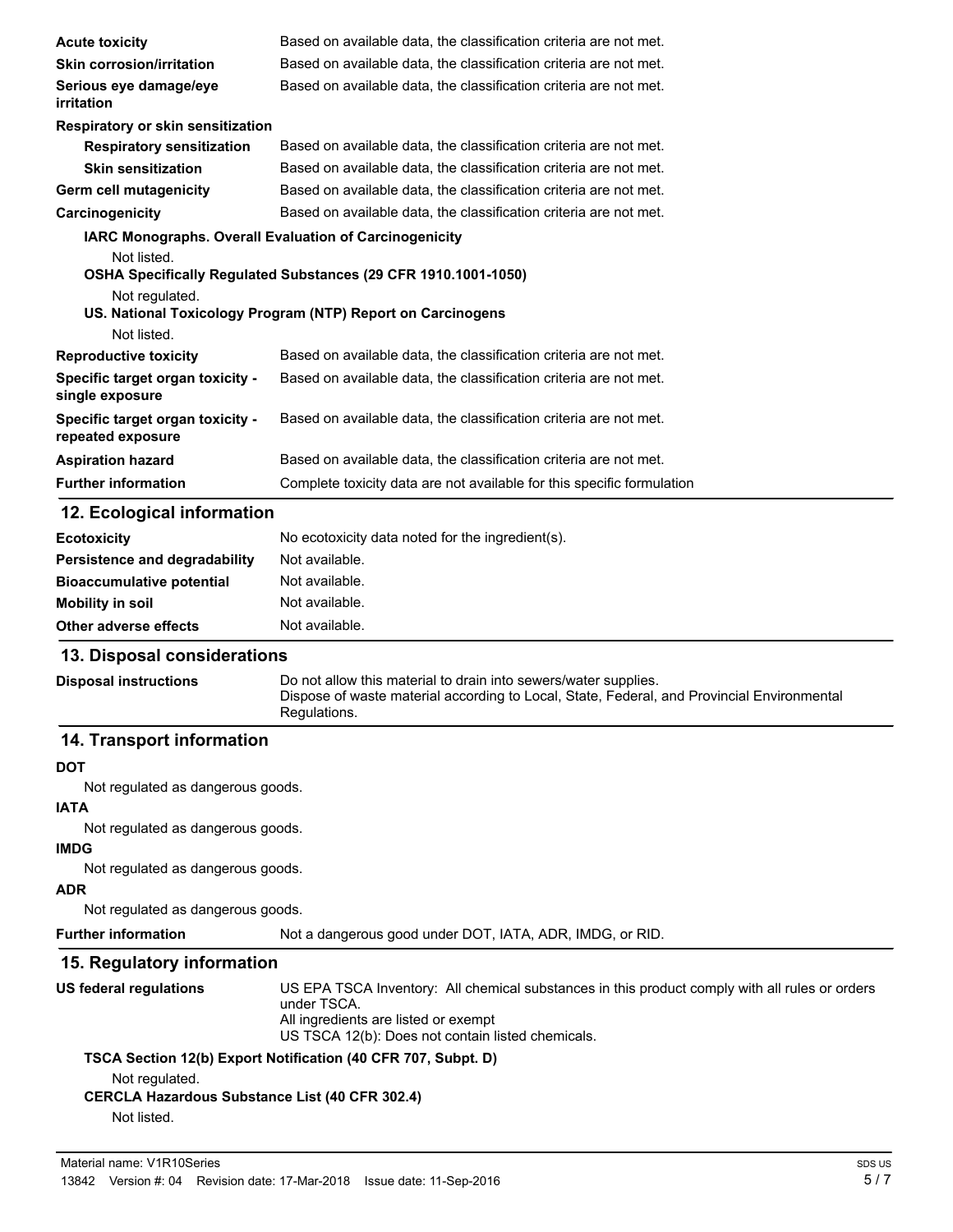| | |
|---|---|
| **Acute toxicity** | Based on available data, the classification criteria are not met. |
| **Skin corrosion/irritation** | Based on available data, the classification criteria are not met. |
| **Serious eye damage/eye irritation** | Based on available data, the classification criteria are not met. |

**Respiratory or skin sensitization**

| | |
|---|---|
| **Respiratory sensitization** | Based on available data, the classification criteria are not met. |
| **Skin sensitization** | Based on available data, the classification criteria are not met. |
| **Germ cell mutagenicity** | Based on available data, the classification criteria are not met. |
| **Carcinogenicity** | Based on available data, the classification criteria are not met. |

**IARC Monographs. Overall Evaluation of Carcinogenicity**

Not listed.

**OSHA Specifically Regulated Substances (29 CFR 1910.1001-1050)**

Not regulated.

**US. National Toxicology Program (NTP) Report on Carcinogens**

Not listed.

| | |
|---|---|
| **Reproductive toxicity** | Based on available data, the classification criteria are not met. |
| **Specific target organ toxicity - single exposure** | Based on available data, the classification criteria are not met. |
| **Specific target organ toxicity - repeated exposure** | Based on available data, the classification criteria are not met. |
| **Aspiration hazard** | Based on available data, the classification criteria are not met. |
| **Further information** | Complete toxicity data are not available for this specific formulation |

## 12. Ecological information

| | |
|---|---|
| **Ecotoxicity** | No ecotoxicity data noted for the ingredient(s). |
| **Persistence and degradability** | Not available. |
| **Bioaccumulative potential** | Not available. |
| **Mobility in soil** | Not available. |
| **Other adverse effects** | Not available. |

## 13. Disposal considerations

| | |
|---|---|
| **Disposal instructions** | Do not allow this material to drain into sewers/water supplies. Dispose of waste material according to Local, State, Federal, and Provincial Environmental Regulations. |

## 14. Transport information

**DOT**

Not regulated as dangerous goods.

**IATA**

Not regulated as dangerous goods.

**IMDG**

Not regulated as dangerous goods.

**ADR**

Not regulated as dangerous goods.

| | |
|---|---|
| **Further information** | Not a dangerous good under DOT, IATA, ADR, IMDG, or RID. |

## 15. Regulatory information

| | |
|---|---|
| **US federal regulations** | US EPA TSCA Inventory: All chemical substances in this product comply with all rules or orders under TSCA.<br>All ingredients are listed or exempt<br>US TSCA 12(b): Does not contain listed chemicals. |

**TSCA Section 12(b) Export Notification (40 CFR 707, Subpt. D)**

Not regulated.

**CERCLA Hazardous Substance List (40 CFR 302.4)**

Not listed.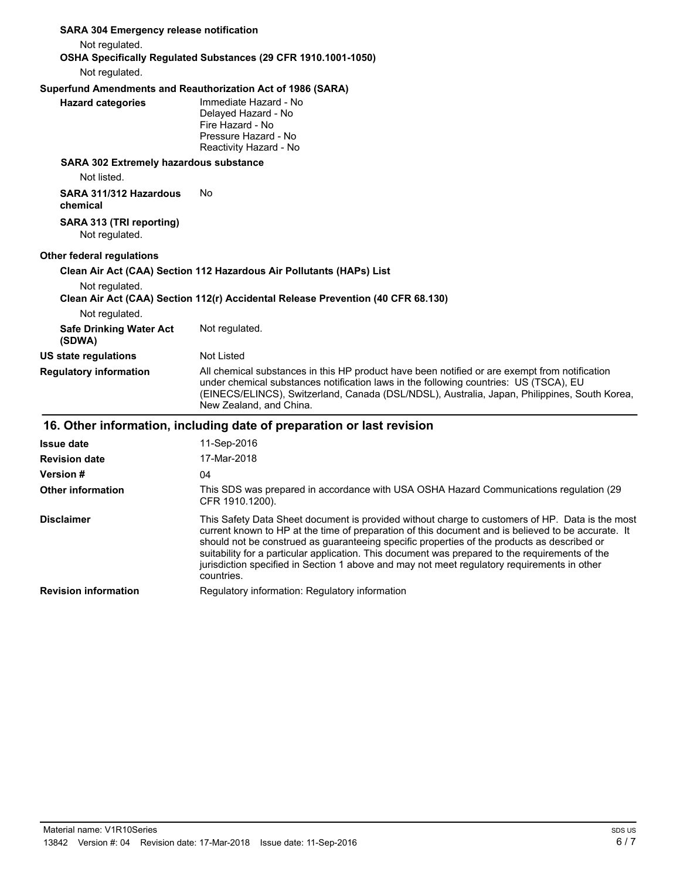**SARA 304 Emergency release notification**

Not regulated.

**OSHA Specifically Regulated Substances (29 CFR 1910.1001-1050)**

Not regulated.

**Superfund Amendments and Reauthorization Act of 1986 (SARA)**

**Hazard categories**

Immediate Hazard - No
Delayed Hazard - No
Fire Hazard - No
Pressure Hazard - No
Reactivity Hazard - No

**SARA 302 Extremely hazardous substance**

Not listed.

**SARA 311/312 Hazardous chemical** No

**SARA 313 (TRI reporting)**

Not regulated.

**Other federal regulations**

**Clean Air Act (CAA) Section 112 Hazardous Air Pollutants (HAPs) List**

Not regulated.

**Clean Air Act (CAA) Section 112(r) Accidental Release Prevention (40 CFR 68.130)**

Not regulated.

**Safe Drinking Water Act (SDWA)** Not regulated.

**US state regulations** Not Listed

**Regulatory information** All chemical substances in this HP product have been notified or are exempt from notification under chemical substances notification laws in the following countries: US (TSCA), EU (EINECS/ELINCS), Switzerland, Canada (DSL/NDSL), Australia, Japan, Philippines, South Korea, New Zealand, and China.

## 16. Other information, including date of preparation or last revision

**Issue date** 11-Sep-2016

**Revision date** 17-Mar-2018

**Version #** 04

**Other information** This SDS was prepared in accordance with USA OSHA Hazard Communications regulation (29 CFR 1910.1200).

**Disclaimer** This Safety Data Sheet document is provided without charge to customers of HP. Data is the most current known to HP at the time of preparation of this document and is believed to be accurate. It should not be construed as guaranteeing specific properties of the products as described or suitability for a particular application. This document was prepared to the requirements of the jurisdiction specified in Section 1 above and may not meet regulatory requirements in other countries.

**Revision information** Regulatory information: Regulatory information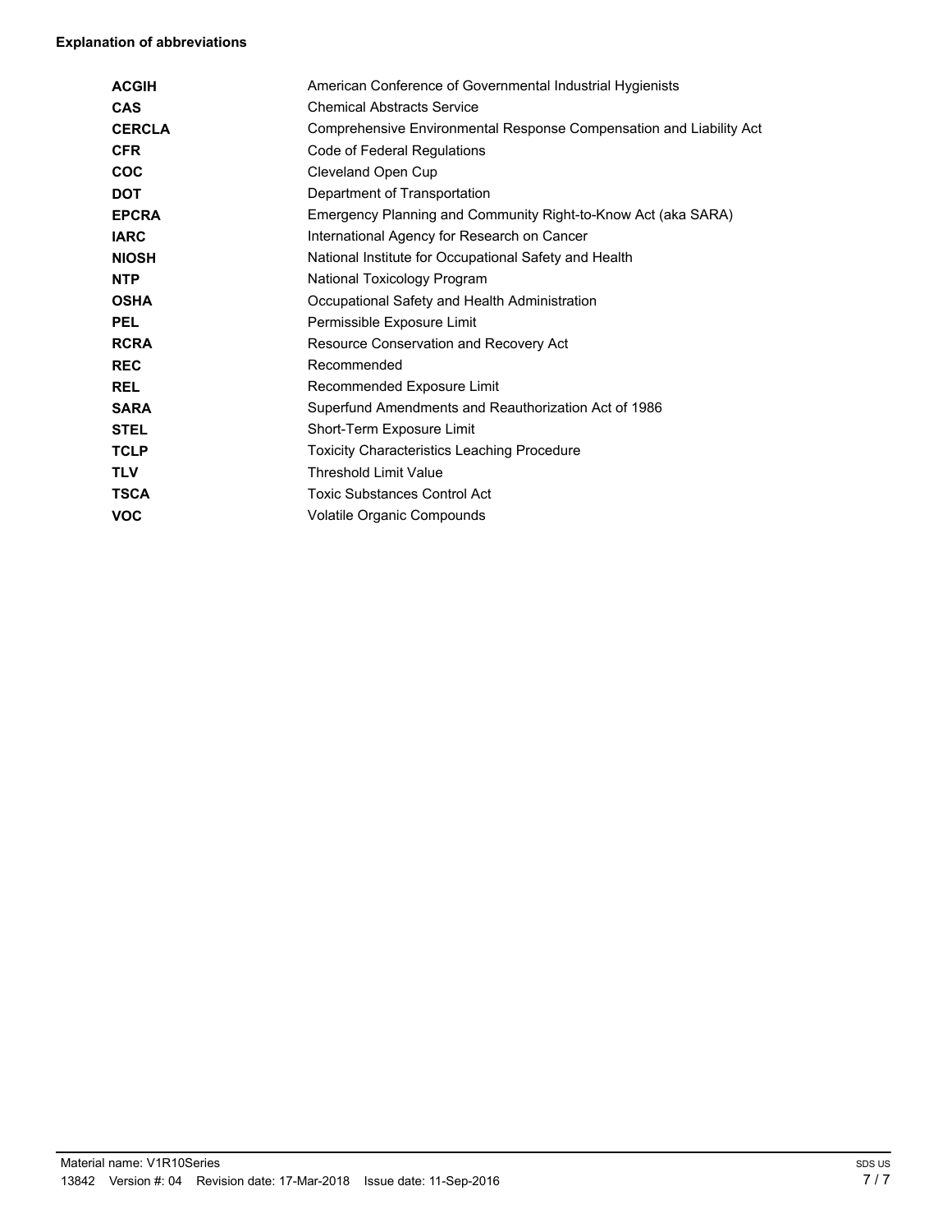**Explanation of abbreviations**

| | |
|---|---|
| **ACGIH** | American Conference of Governmental Industrial Hygienists |
| **CAS** | Chemical Abstracts Service |
| **CERCLA** | Comprehensive Environmental Response Compensation and Liability Act |
| **CFR** | Code of Federal Regulations |
| **COC** | Cleveland Open Cup |
| **DOT** | Department of Transportation |
| **EPCRA** | Emergency Planning and Community Right-to-Know Act (aka SARA) |
| **IARC** | International Agency for Research on Cancer |
| **NIOSH** | National Institute for Occupational Safety and Health |
| **NTP** | National Toxicology Program |
| **OSHA** | Occupational Safety and Health Administration |
| **PEL** | Permissible Exposure Limit |
| **RCRA** | Resource Conservation and Recovery Act |
| **REC** | Recommended |
| **REL** | Recommended Exposure Limit |
| **SARA** | Superfund Amendments and Reauthorization Act of 1986 |
| **STEL** | Short-Term Exposure Limit |
| **TCLP** | Toxicity Characteristics Leaching Procedure |
| **TLV** | Threshold Limit Value |
| **TSCA** | Toxic Substances Control Act |
| **VOC** | Volatile Organic Compounds |